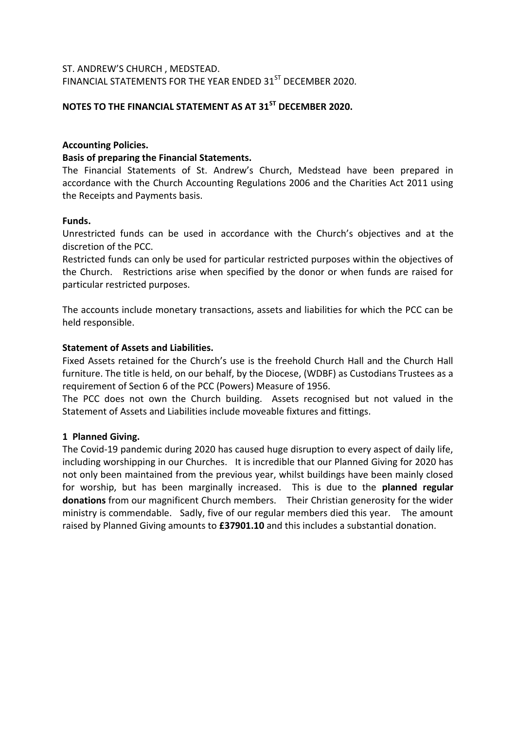ST. ANDREW'S CHURCH , MEDSTEAD.
FINANCIAL STATEMENTS FOR THE YEAR ENDED 31[ST] DECEMBER 2020.

**NOTES TO THE FINANCIAL STATEMENT AS AT 31[ST] DECEMBER 2020.**

**Accounting Policies.**

**Basis of preparing the Financial Statements.**

The Financial Statements of St. Andrew's Church, Medstead have been prepared in accordance with the Church Accounting Regulations 2006 and the Charities Act 2011 using the Receipts and Payments basis.

**Funds.**

Unrestricted funds can be used in accordance with the Church's objectives and at the discretion of the PCC.

Restricted funds can only be used for particular restricted purposes within the objectives of the Church. Restrictions arise when specified by the donor or when funds are raised for particular restricted purposes.

The accounts include monetary transactions, assets and liabilities for which the PCC can be held responsible.

**Statement of Assets and Liabilities.**

Fixed Assets retained for the Church's use is the freehold Church Hall and the Church Hall furniture. The title is held, on our behalf, by the Diocese, (WDBF) as Custodians Trustees as a requirement of Section 6 of the PCC (Powers) Measure of 1956.

The PCC does not own the Church building. Assets recognised but not valued in the Statement of Assets and Liabilities include moveable fixtures and fittings.

**1 Planned Giving.**

The Covid-19 pandemic during 2020 has caused huge disruption to every aspect of daily life, including worshipping in our Churches. It is incredible that our Planned Giving for 2020 has not only been maintained from the previous year, whilst buildings have been mainly closed for worship, but has been marginally increased. This is due to the **planned regular donations** from our magnificent Church members. Their Christian generosity for the wider ministry is commendable. Sadly, five of our regular members died this year. The amount raised by Planned Giving amounts to **£37901.10** and this includes a substantial donation.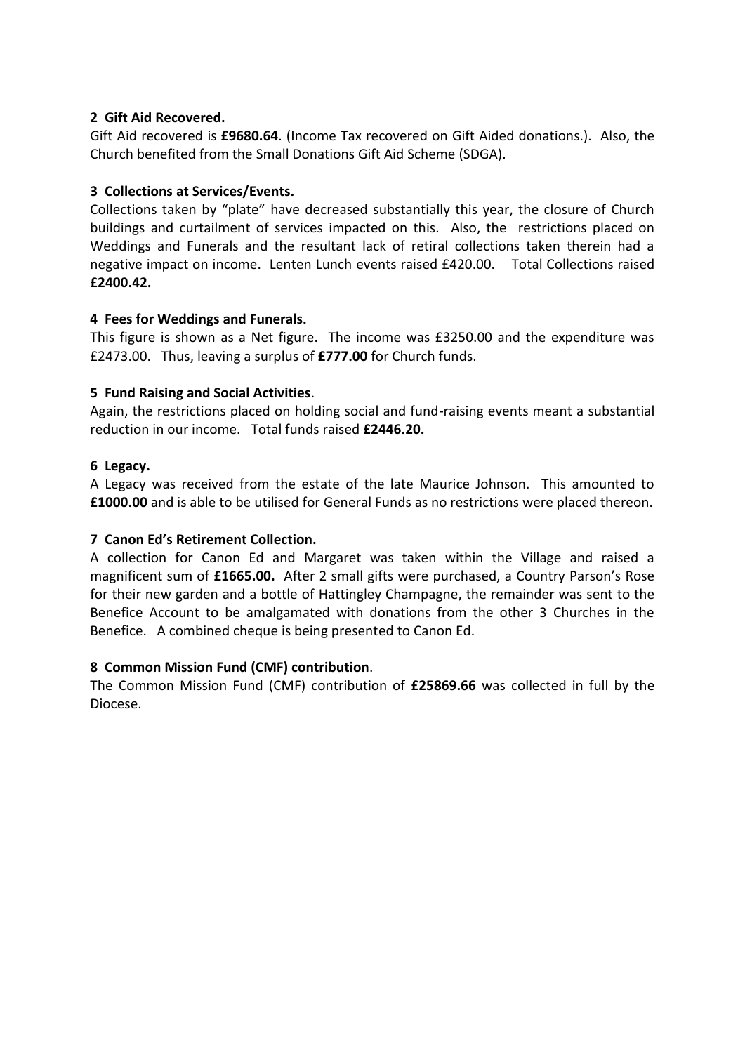**2 Gift Aid Recovered.**

Gift Aid recovered is **£9680.64**. (Income Tax recovered on Gift Aided donations.). Also, the Church benefited from the Small Donations Gift Aid Scheme (SDGA).

**3 Collections at Services/Events.**

Collections taken by "plate" have decreased substantially this year, the closure of Church buildings and curtailment of services impacted on this. Also, the restrictions placed on Weddings and Funerals and the resultant lack of retiral collections taken therein had a negative impact on income. Lenten Lunch events raised £420.00. Total Collections raised **£2400.42.**

**4 Fees for Weddings and Funerals.**

This figure is shown as a Net figure. The income was £3250.00 and the expenditure was £2473.00. Thus, leaving a surplus of **£777.00** for Church funds.

**5 Fund Raising and Social Activities**.

Again, the restrictions placed on holding social and fund-raising events meant a substantial reduction in our income. Total funds raised **£2446.20.**

**6 Legacy.**

A Legacy was received from the estate of the late Maurice Johnson. This amounted to **£1000.00** and is able to be utilised for General Funds as no restrictions were placed thereon.

**7 Canon Ed's Retirement Collection.**

A collection for Canon Ed and Margaret was taken within the Village and raised a magnificent sum of **£1665.00.** After 2 small gifts were purchased, a Country Parson's Rose for their new garden and a bottle of Hattingley Champagne, the remainder was sent to the Benefice Account to be amalgamated with donations from the other 3 Churches in the Benefice. A combined cheque is being presented to Canon Ed.

**8 Common Mission Fund (CMF) contribution**.

The Common Mission Fund (CMF) contribution of **£25869.66** was collected in full by the Diocese.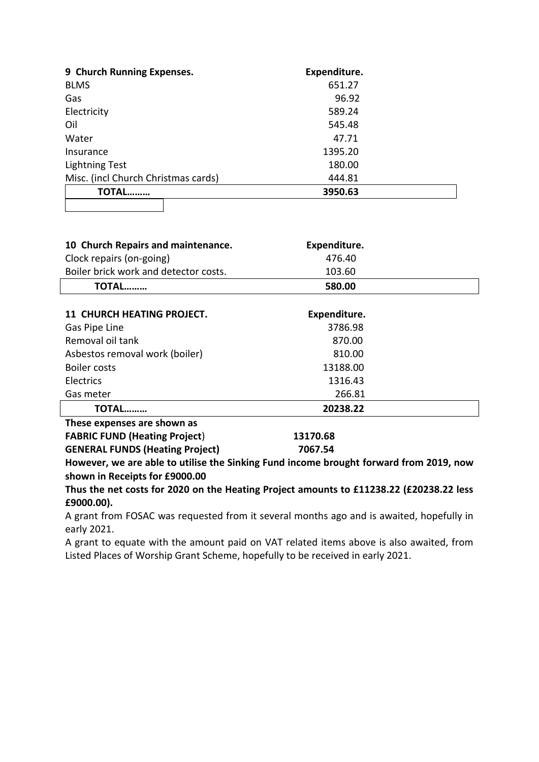| 9 Church Running Expenses. | Expenditure. |
|---|---|
| BLMS | 651.27 |
| Gas | 96.92 |
| Electricity | 589.24 |
| Oil | 545.48 |
| Water | 47.71 |
| Insurance | 1395.20 |
| Lightning Test | 180.00 |
| Misc. (incl Church Christmas cards) | 444.81 |
| **TOTAL………** | **3950.63** |

| 10 Church Repairs and maintenance. | Expenditure. |
|---|---|
| Clock repairs (on-going) | 476.40 |
| Boiler brick work and detector costs. | 103.60 |
| **TOTAL………** | **580.00** |

| 11 CHURCH HEATING PROJECT. | Expenditure. |
|---|---|
| Gas Pipe Line | 3786.98 |
| Removal oil tank | 870.00 |
| Asbestos removal work (boiler) | 810.00 |
| Boiler costs | 13188.00 |
| Electrics | 1316.43 |
| Gas meter | 266.81 |
| **TOTAL………** | **20238.22** |

**These expenses are shown as**

**FABRIC FUND (Heating Project)** **13170.68**

**GENERAL FUNDS (Heating Project)** **7067.54**

**However, we are able to utilise the Sinking Fund income brought forward from 2019, now shown in Receipts for £9000.00**

**Thus the net costs for 2020 on the Heating Project amounts to £11238.22 (£20238.22 less £9000.00).**

A grant from FOSAC was requested from it several months ago and is awaited, hopefully in early 2021.

A grant to equate with the amount paid on VAT related items above is also awaited, from Listed Places of Worship Grant Scheme, hopefully to be received in early 2021.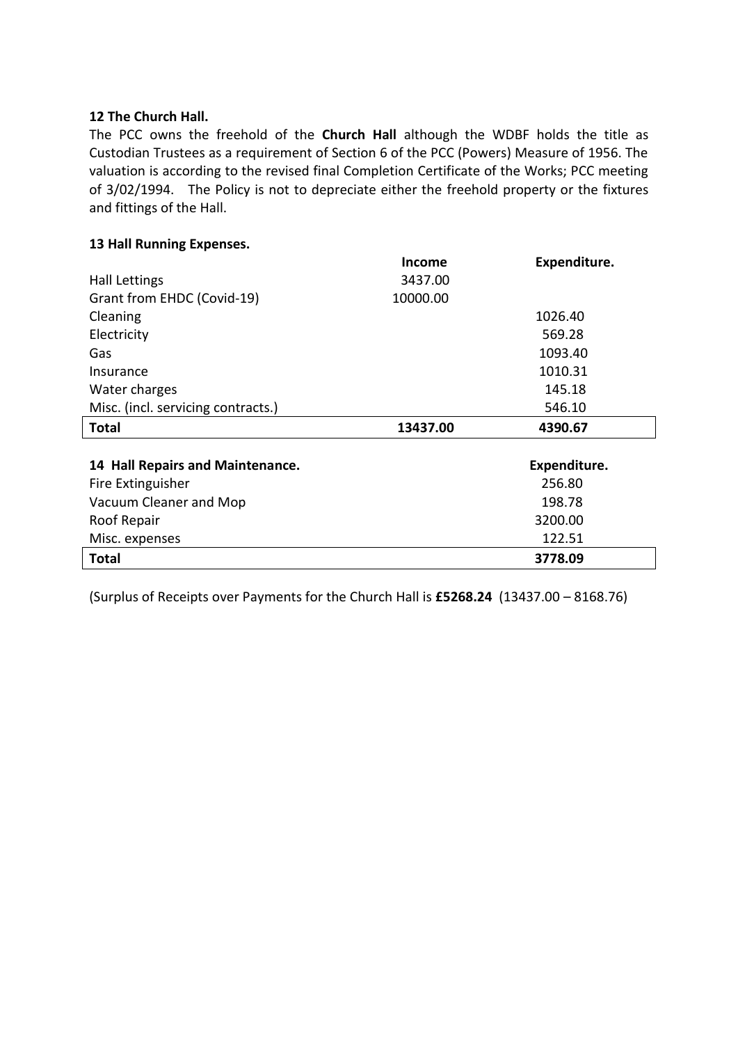**12 The Church Hall.**

The PCC owns the freehold of the **Church Hall** although the WDBF holds the title as Custodian Trustees as a requirement of Section 6 of the PCC (Powers) Measure of 1956. The valuation is according to the revised final Completion Certificate of the Works; PCC meeting of 3/02/1994. The Policy is not to depreciate either the freehold property or the fixtures and fittings of the Hall.

**13 Hall Running Expenses.**

| | **Income** | **Expenditure.** |
|---|---|---|
| Hall Lettings | 3437.00 | |
| Grant from EHDC (Covid-19) | 10000.00 | |
| Cleaning | | 1026.40 |
| Electricity | | 569.28 |
| Gas | | 1093.40 |
| Insurance | | 1010.31 |
| Water charges | | 145.18 |
| Misc. (incl. servicing contracts.) | | 546.10 |
| **Total** | **13437.00** | **4390.67** |

| **14 Hall Repairs and Maintenance.** | **Expenditure.** |
|---|---|
| Fire Extinguisher | 256.80 |
| Vacuum Cleaner and Mop | 198.78 |
| Roof Repair | 3200.00 |
| Misc. expenses | 122.51 |
| **Total** | **3778.09** |

(Surplus of Receipts over Payments for the Church Hall is **£5268.24** (13437.00 – 8168.76)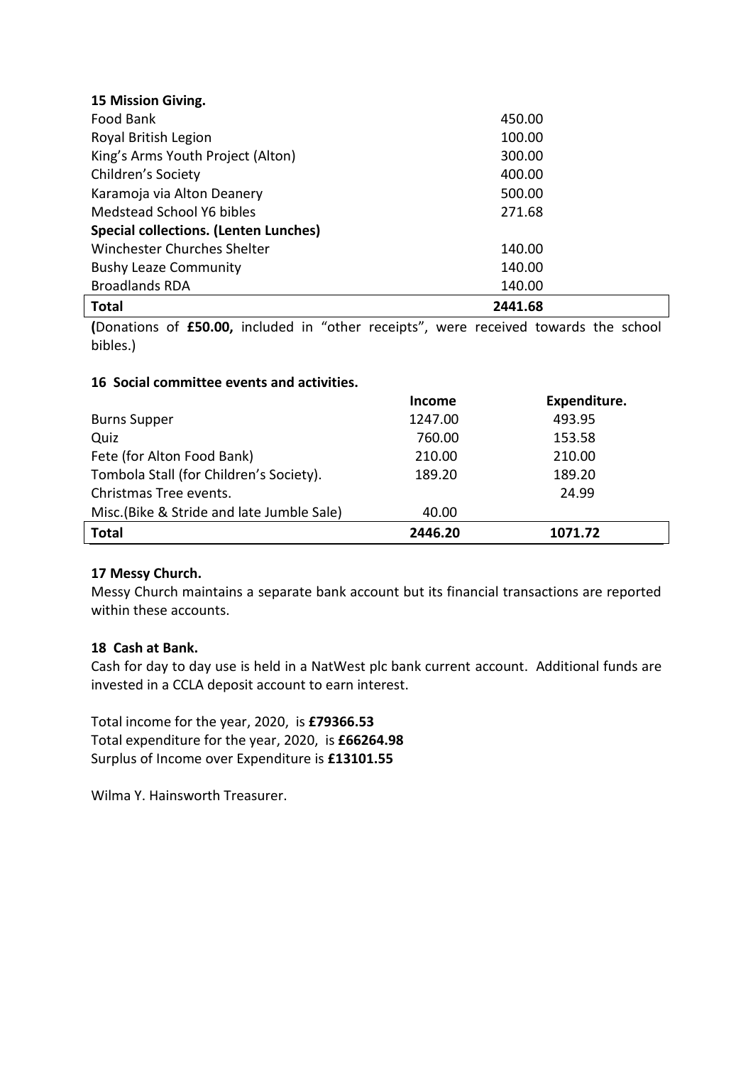**15 Mission Giving.**

| | |
|---|---|
| Food Bank | 450.00 |
| Royal British Legion | 100.00 |
| King's Arms Youth Project (Alton) | 300.00 |
| Children's Society | 400.00 |
| Karamoja via Alton Deanery | 500.00 |
| Medstead School Y6 bibles | 271.68 |
| **Special collections. (Lenten Lunches)** | |
| Winchester Churches Shelter | 140.00 |
| Bushy Leaze Community | 140.00 |
| Broadlands RDA | 140.00 |
| **Total** | **2441.68** |

**(**Donations of **£50.00,** included in "other receipts", were received towards the school bibles.)

**16 Social committee events and activities.**

| | **Income** | **Expenditure.** |
|---|---|---|
| Burns Supper | 1247.00 | 493.95 |
| Quiz | 760.00 | 153.58 |
| Fete (for Alton Food Bank) | 210.00 | 210.00 |
| Tombola Stall (for Children's Society). | 189.20 | 189.20 |
| Christmas Tree events. | | 24.99 |
| Misc.(Bike & Stride and late Jumble Sale) | 40.00 | |
| **Total** | **2446.20** | **1071.72** |

**17 Messy Church.**

Messy Church maintains a separate bank account but its financial transactions are reported within these accounts.

**18 Cash at Bank.**

Cash for day to day use is held in a NatWest plc bank current account. Additional funds are invested in a CCLA deposit account to earn interest.

Total income for the year, 2020, is **£79366.53**
Total expenditure for the year, 2020, is **£66264.98**
Surplus of Income over Expenditure is **£13101.55**

Wilma Y. Hainsworth Treasurer.